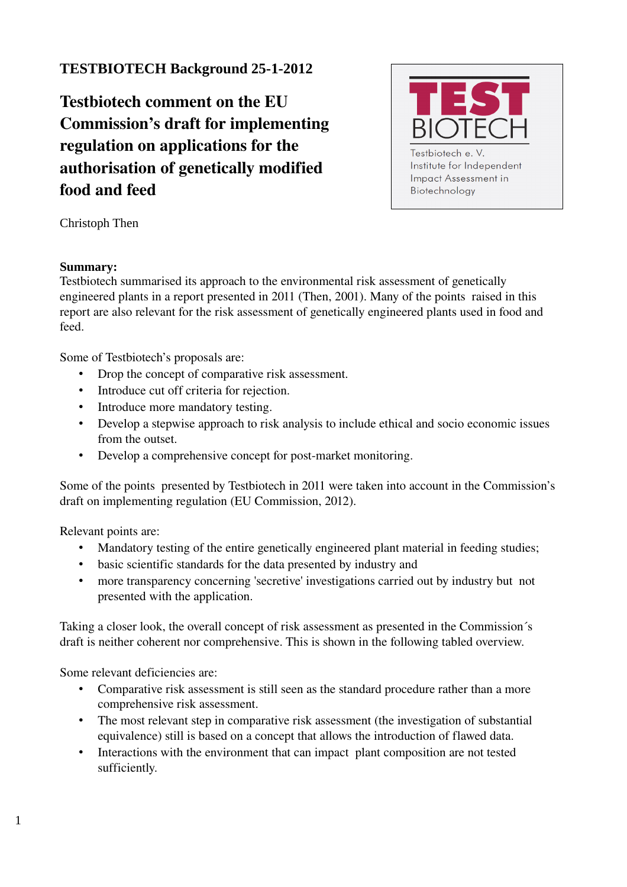**TESTBIOTECH Background 25-1-2012**

# Testbiotech comment on the EU Commission's draft for implementing regulation on applications for the authorisation of genetically modified food and feed

TEST BIOTECH

Testbiotech e. V.
Institute for Independent Impact Assessment in Biotechnology

Christoph Then

**Summary:**
Testbiotech summarised its approach to the environmental risk assessment of genetically engineered plants in a report presented in 2011 (Then, 2001). Many of the points raised in this report are also relevant for the risk assessment of genetically engineered plants used in food and feed.

Some of Testbiotech's proposals are:

- Drop the concept of comparative risk assessment.
- Introduce cut off criteria for rejection.
- Introduce more mandatory testing.
- Develop a stepwise approach to risk analysis to include ethical and socio economic issues from the outset.
- Develop a comprehensive concept for post-market monitoring.

Some of the points presented by Testbiotech in 2011 were taken into account in the Commission's draft on implementing regulation (EU Commission, 2012).

Relevant points are:

- Mandatory testing of the entire genetically engineered plant material in feeding studies;
- basic scientific standards for the data presented by industry and
- more transparency concerning 'secretive' investigations carried out by industry but not presented with the application.

Taking a closer look, the overall concept of risk assessment as presented in the Commission´s draft is neither coherent nor comprehensive. This is shown in the following tabled overview.

Some relevant deficiencies are:

- Comparative risk assessment is still seen as the standard procedure rather than a more comprehensive risk assessment.
- The most relevant step in comparative risk assessment (the investigation of substantial equivalence) still is based on a concept that allows the introduction of flawed data.
- Interactions with the environment that can impact plant composition are not tested sufficiently.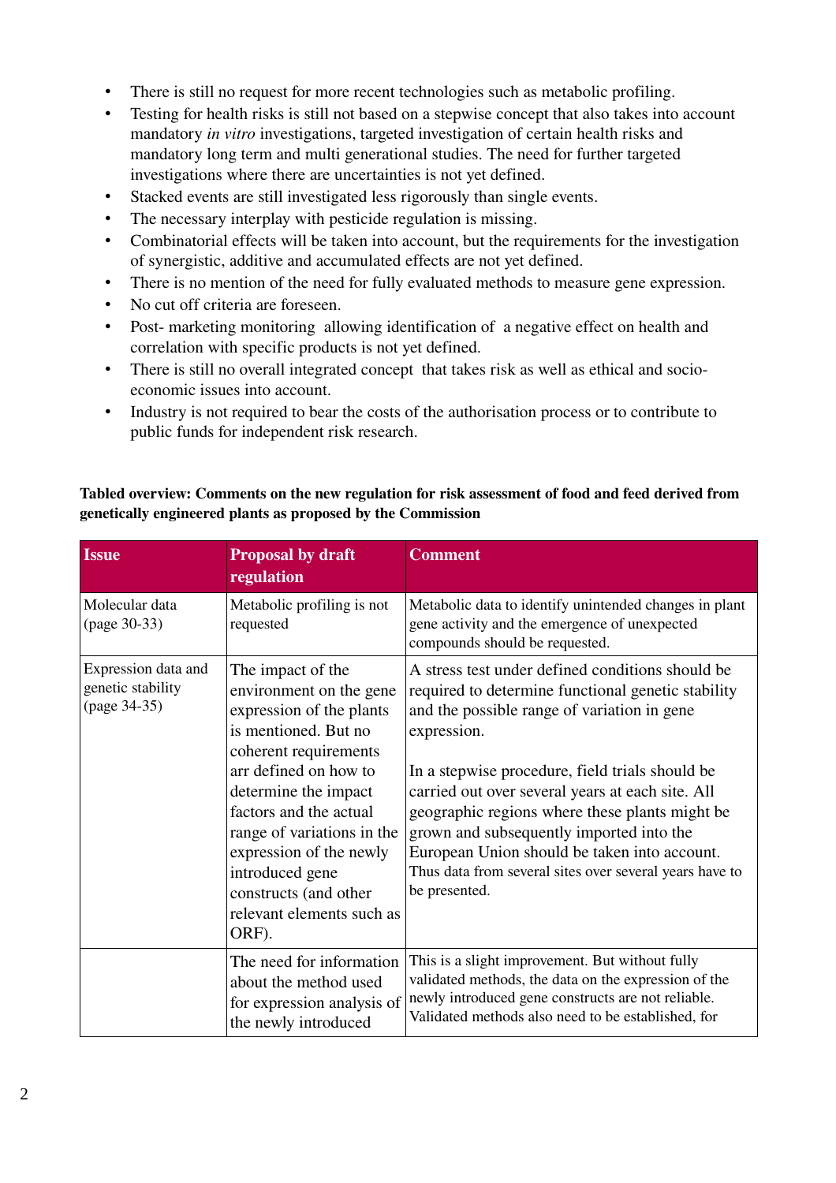- There is still no request for more recent technologies such as metabolic profiling.
- Testing for health risks is still not based on a stepwise concept that also takes into account mandatory *in vitro* investigations, targeted investigation of certain health risks and mandatory long term and multi generational studies. The need for further targeted investigations where there are uncertainties is not yet defined.
- Stacked events are still investigated less rigorously than single events.
- The necessary interplay with pesticide regulation is missing.
- Combinatorial effects will be taken into account, but the requirements for the investigation of synergistic, additive and accumulated effects are not yet defined.
- There is no mention of the need for fully evaluated methods to measure gene expression.
- No cut off criteria are foreseen.
- Post- marketing monitoring allowing identification of a negative effect on health and correlation with specific products is not yet defined.
- There is still no overall integrated concept that takes risk as well as ethical and socio-economic issues into account.
- Industry is not required to bear the costs of the authorisation process or to contribute to public funds for independent risk research.

**Tabled overview: Comments on the new regulation for risk assessment of food and feed derived from genetically engineered plants as proposed by the Commission**

| Issue | Proposal by draft regulation | Comment |
|---|---|---|
| Molecular data (page 30-33) | Metabolic profiling is not requested | Metabolic data to identify unintended changes in plant gene activity and the emergence of unexpected compounds should be requested. |
| Expression data and genetic stability (page 34-35) | The impact of the environment on the gene expression of the plants is mentioned. But no coherent requirements arr defined on how to determine the impact factors and the actual range of variations in the expression of the newly introduced gene constructs (and other relevant elements such as ORF). | A stress test under defined conditions should be required to determine functional genetic stability and the possible range of variation in gene expression.<br><br>In a stepwise procedure, field trials should be carried out over several years at each site. All geographic regions where these plants might be grown and subsequently imported into the European Union should be taken into account. Thus data from several sites over several years have to be presented. |
| | The need for information about the method used for expression analysis of the newly introduced | This is a slight improvement. But without fully validated methods, the data on the expression of the newly introduced gene constructs are not reliable. Validated methods also need to be established, for |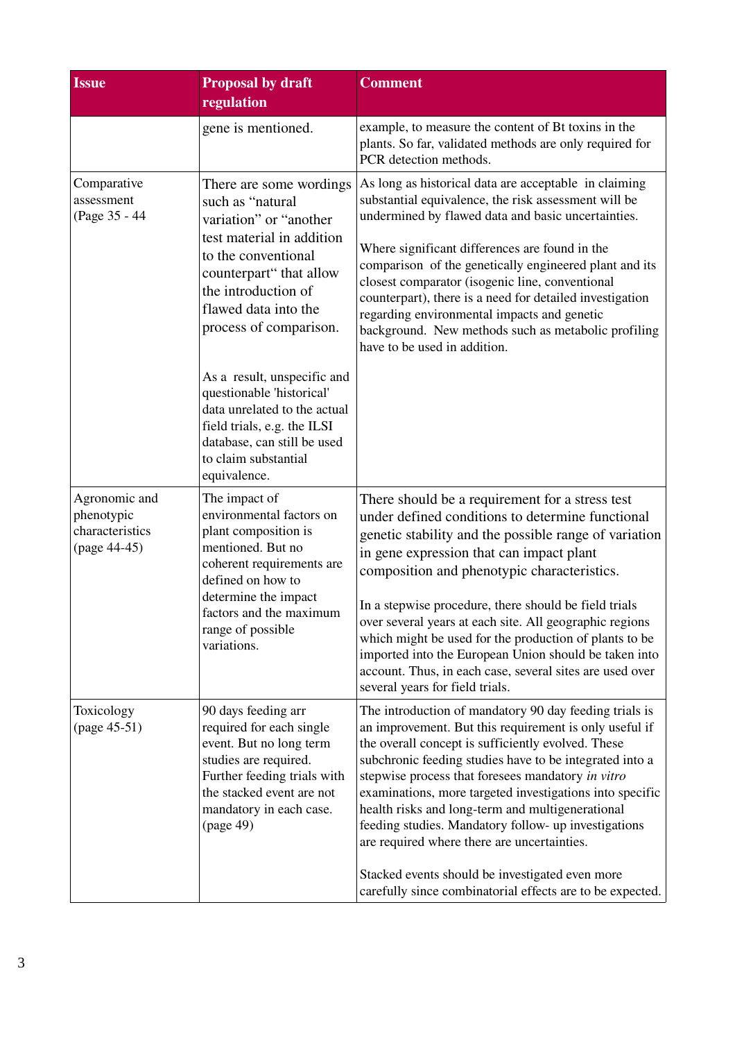| Issue | Proposal by draft regulation | Comment |
|---|---|---|
| | gene is mentioned. | example, to measure the content of Bt toxins in the plants. So far, validated methods are only required for PCR detection methods. |
| Comparative assessment (Page 35 - 44 | There are some wordings such as “natural variation” or “another test material in addition to the conventional counterpart“ that allow the introduction of flawed data into the process of comparison.<br><br>As a result, unspecific and questionable 'historical' data unrelated to the actual field trials, e.g. the ILSI database, can still be used to claim substantial equivalence. | As long as historical data are acceptable in claiming substantial equivalence, the risk assessment will be undermined by flawed data and basic uncertainties.<br><br>Where significant differences are found in the comparison of the genetically engineered plant and its closest comparator (isogenic line, conventional counterpart), there is a need for detailed investigation regarding environmental impacts and genetic background. New methods such as metabolic profiling have to be used in addition. |
| Agronomic and phenotypic characteristics (page 44-45) | The impact of environmental factors on plant composition is mentioned. But no coherent requirements are defined on how to determine the impact factors and the maximum range of possible variations. | There should be a requirement for a stress test under defined conditions to determine functional genetic stability and the possible range of variation in gene expression that can impact plant composition and phenotypic characteristics.<br><br>In a stepwise procedure, there should be field trials over several years at each site. All geographic regions which might be used for the production of plants to be imported into the European Union should be taken into account. Thus, in each case, several sites are used over several years for field trials. |
| Toxicology (page 45-51) | 90 days feeding arr required for each single event. But no long term studies are required. Further feeding trials with the stacked event are not mandatory in each case. (page 49) | The introduction of mandatory 90 day feeding trials is an improvement. But this requirement is only useful if the overall concept is sufficiently evolved. These subchronic feeding studies have to be integrated into a stepwise process that foresees mandatory *in vitro* examinations, more targeted investigations into specific health risks and long-term and multigenerational feeding studies. Mandatory follow- up investigations are required where there are uncertainties.<br><br>Stacked events should be investigated even more carefully since combinatorial effects are to be expected. |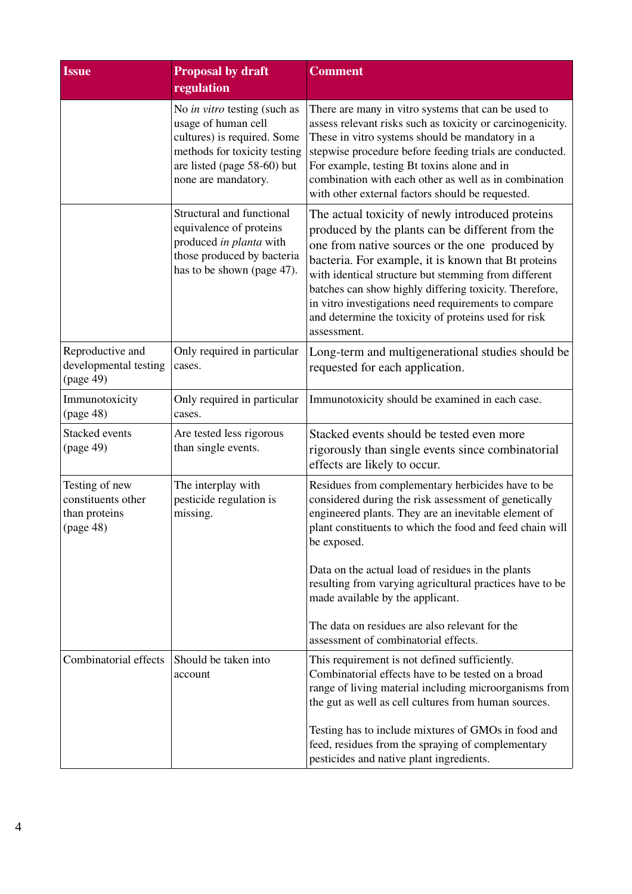| Issue | Proposal by draft regulation | Comment |
|---|---|---|
| | No *in vitro* testing (such as usage of human cell cultures) is required. Some methods for toxicity testing are listed (page 58-60) but none are mandatory. | There are many in vitro systems that can be used to assess relevant risks such as toxicity or carcinogenicity. These in vitro systems should be mandatory in a stepwise procedure before feeding trials are conducted. For example, testing Bt toxins alone and in combination with each other as well as in combination with other external factors should be requested. |
| | Structural and functional equivalence of proteins produced *in planta* with those produced by bacteria has to be shown (page 47). | The actual toxicity of newly introduced proteins produced by the plants can be different from the one from native sources or the one produced by bacteria. For example, it is known that Bt proteins with identical structure but stemming from different batches can show highly differing toxicity. Therefore, in vitro investigations need requirements to compare and determine the toxicity of proteins used for risk assessment. |
| Reproductive and developmental testing (page 49) | Only required in particular cases. | Long-term and multigenerational studies should be requested for each application. |
| Immunotoxicity (page 48) | Only required in particular cases. | Immunotoxicity should be examined in each case. |
| Stacked events (page 49) | Are tested less rigorous than single events. | Stacked events should be tested even more rigorously than single events since combinatorial effects are likely to occur. |
| Testing of new constituents other than proteins (page 48) | The interplay with pesticide regulation is missing. | Residues from complementary herbicides have to be considered during the risk assessment of genetically engineered plants. They are an inevitable element of plant constituents to which the food and feed chain will be exposed.<br><br>Data on the actual load of residues in the plants resulting from varying agricultural practices have to be made available by the applicant.<br><br>The data on residues are also relevant for the assessment of combinatorial effects. |
| Combinatorial effects | Should be taken into account | This requirement is not defined sufficiently. Combinatorial effects have to be tested on a broad range of living material including microorganisms from the gut as well as cell cultures from human sources.<br><br>Testing has to include mixtures of GMOs in food and feed, residues from the spraying of complementary pesticides and native plant ingredients. |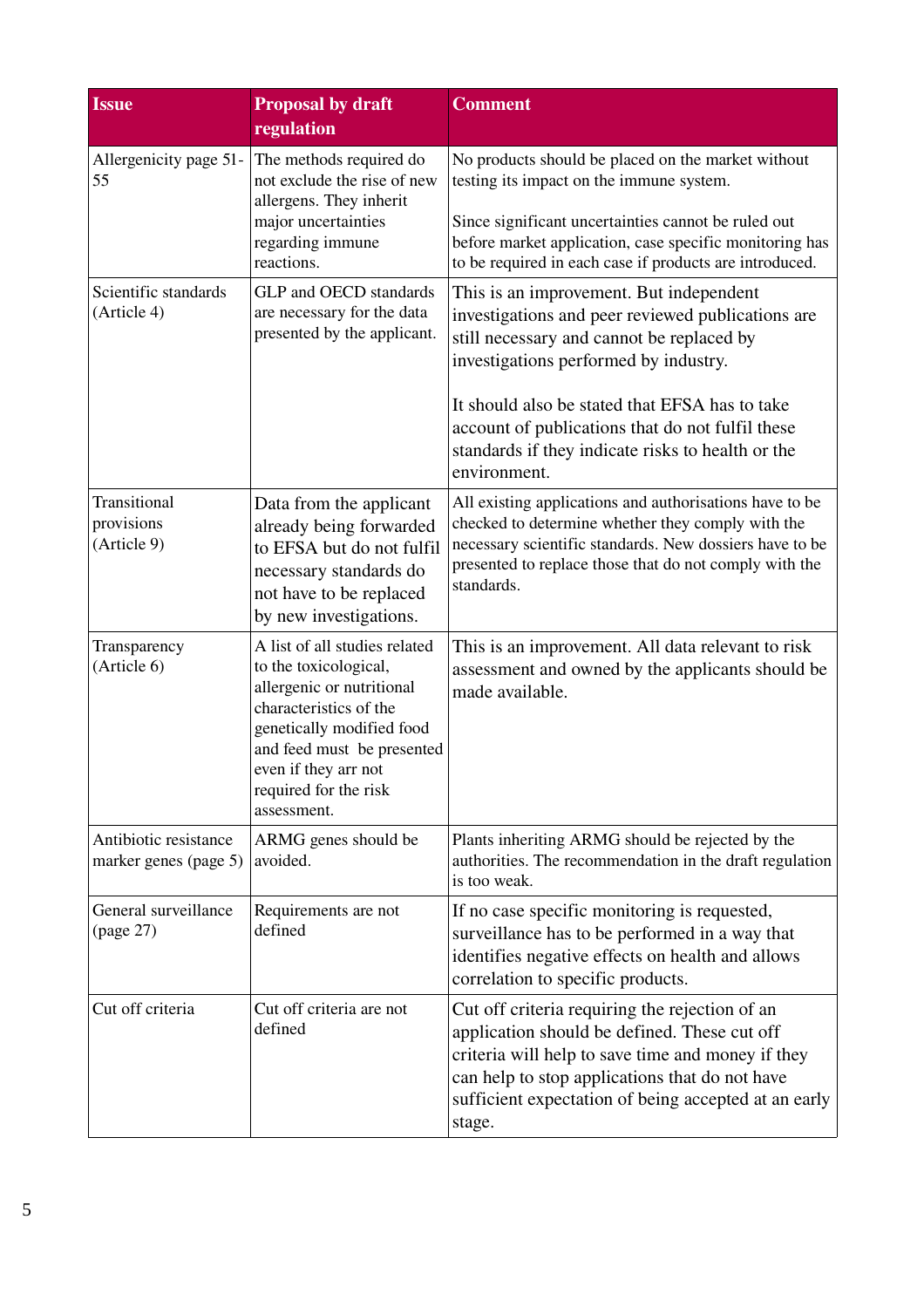| Issue | Proposal by draft regulation | Comment |
|---|---|---|
| Allergenicity page 51-55 | The methods required do not exclude the rise of new allergens. They inherit major uncertainties regarding immune reactions. | No products should be placed on the market without testing its impact on the immune system.<br><br>Since significant uncertainties cannot be ruled out before market application, case specific monitoring has to be required in each case if products are introduced. |
| Scientific standards (Article 4) | GLP and OECD standards are necessary for the data presented by the applicant. | This is an improvement. But independent investigations and peer reviewed publications are still necessary and cannot be replaced by investigations performed by industry.<br><br>It should also be stated that EFSA has to take account of publications that do not fulfil these standards if they indicate risks to health or the environment. |
| Transitional provisions (Article 9) | Data from the applicant already being forwarded to EFSA but do not fulfil necessary standards do not have to be replaced by new investigations. | All existing applications and authorisations have to be checked to determine whether they comply with the necessary scientific standards. New dossiers have to be presented to replace those that do not comply with the standards. |
| Transparency (Article 6) | A list of all studies related to the toxicological, allergenic or nutritional characteristics of the genetically modified food and feed must be presented even if they arr not required for the risk assessment. | This is an improvement. All data relevant to risk assessment and owned by the applicants should be made available. |
| Antibiotic resistance marker genes (page 5) | ARMG genes should be avoided. | Plants inheriting ARMG should be rejected by the authorities. The recommendation in the draft regulation is too weak. |
| General surveillance (page 27) | Requirements are not defined | If no case specific monitoring is requested, surveillance has to be performed in a way that identifies negative effects on health and allows correlation to specific products. |
| Cut off criteria | Cut off criteria are not defined | Cut off criteria requiring the rejection of an application should be defined. These cut off criteria will help to save time and money if they can help to stop applications that do not have sufficient expectation of being accepted at an early stage. |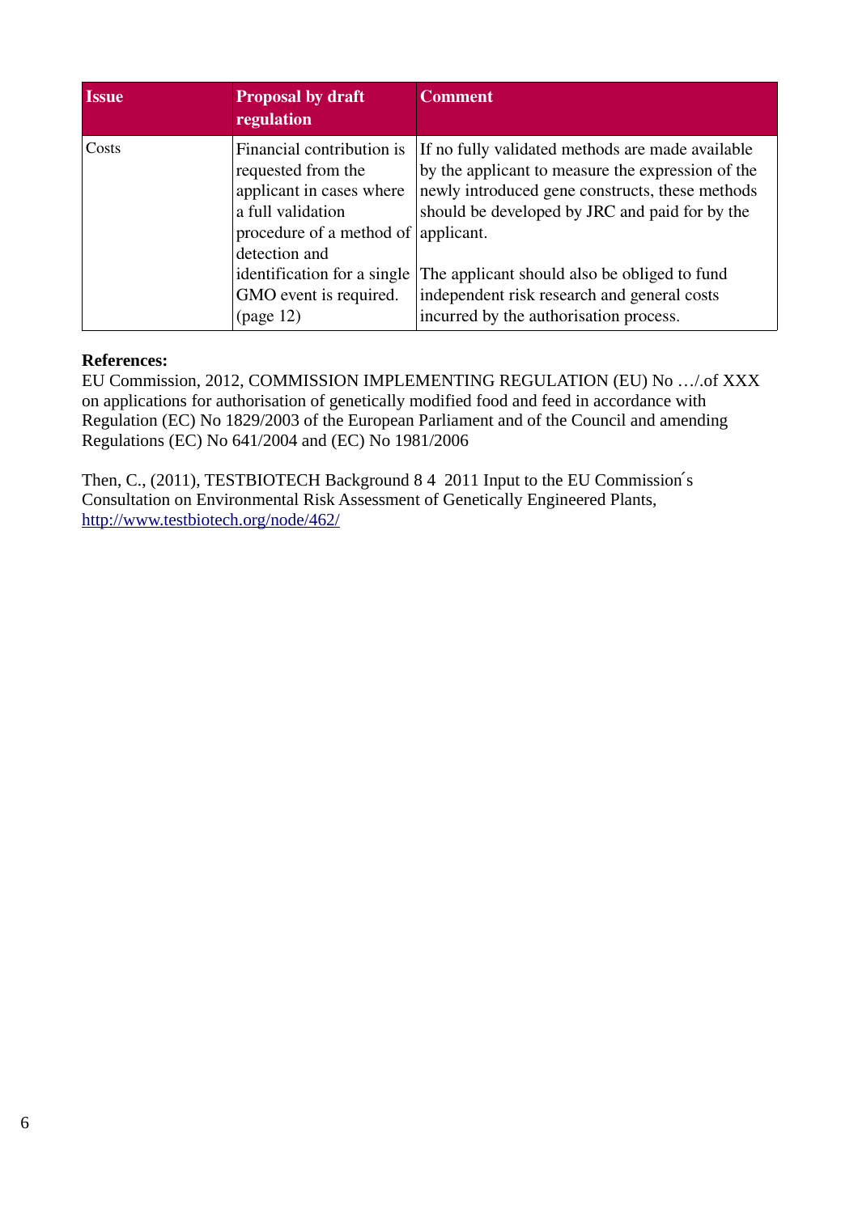| Issue | Proposal by draft regulation | Comment |
|---|---|---|
| Costs | Financial contribution is requested from the applicant in cases where a full validation procedure of a method of detection and identification for a single GMO event is required. (page 12) | If no fully validated methods are made available by the applicant to measure the expression of the newly introduced gene constructs, these methods should be developed by JRC and paid for by the applicant.<br><br>The applicant should also be obliged to fund independent risk research and general costs incurred by the authorisation process. |

**References:**

EU Commission, 2012, COMMISSION IMPLEMENTING REGULATION (EU) No …/.of XXX on applications for authorisation of genetically modified food and feed in accordance with Regulation (EC) No 1829/2003 of the European Parliament and of the Council and amending Regulations (EC) No 641/2004 and (EC) No 1981/2006

Then, C., (2011), TESTBIOTECH Background 8 4 2011 Input to the EU Commission´s Consultation on Environmental Risk Assessment of Genetically Engineered Plants, http://www.testbiotech.org/node/462/